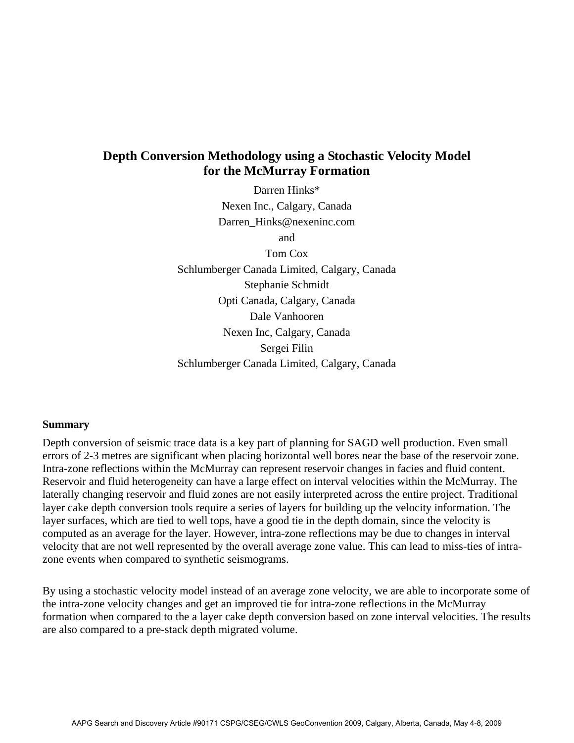# Depth Conversion Methodology using a Stochastic Velocity Model for the McMurray Formation

Darren Hinks*
Nexen Inc., Calgary, Canada
Darren_Hinks@nexeninc.com

and

Tom Cox
Schlumberger Canada Limited, Calgary, Canada

Stephanie Schmidt
Opti Canada, Calgary, Canada

Dale Vanhooren
Nexen Inc, Calgary, Canada

Sergei Filin
Schlumberger Canada Limited, Calgary, Canada

## Summary

Depth conversion of seismic trace data is a key part of planning for SAGD well production. Even small errors of 2-3 metres are significant when placing horizontal well bores near the base of the reservoir zone. Intra-zone reflections within the McMurray can represent reservoir changes in facies and fluid content. Reservoir and fluid heterogeneity can have a large effect on interval velocities within the McMurray. The laterally changing reservoir and fluid zones are not easily interpreted across the entire project. Traditional layer cake depth conversion tools require a series of layers for building up the velocity information. The layer surfaces, which are tied to well tops, have a good tie in the depth domain, since the velocity is computed as an average for the layer. However, intra-zone reflections may be due to changes in interval velocity that are not well represented by the overall average zone value. This can lead to miss-ties of intra-zone events when compared to synthetic seismograms.

By using a stochastic velocity model instead of an average zone velocity, we are able to incorporate some of the intra-zone velocity changes and get an improved tie for intra-zone reflections in the McMurray formation when compared to the a layer cake depth conversion based on zone interval velocities. The results are also compared to a pre-stack depth migrated volume.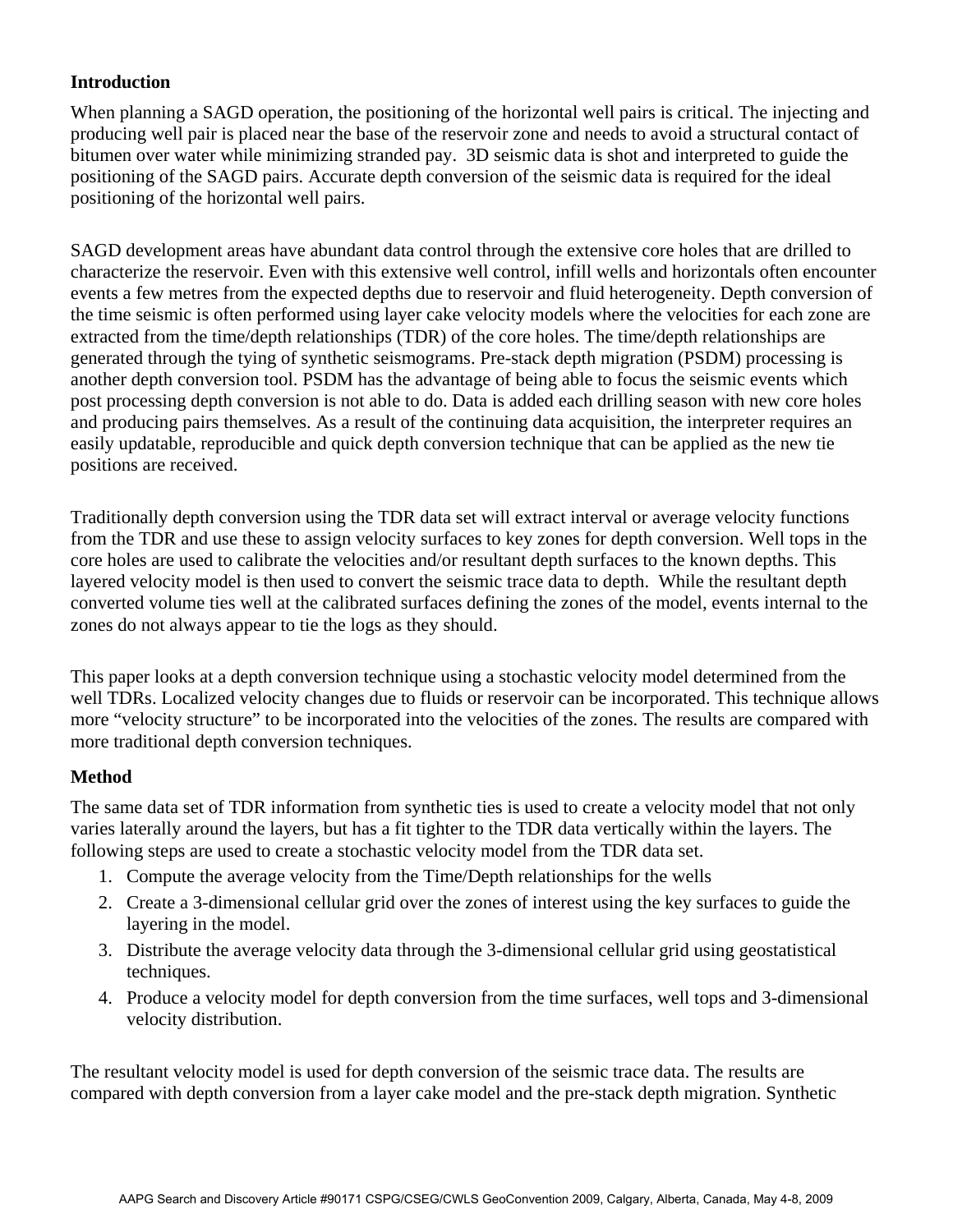**Introduction**

When planning a SAGD operation, the positioning of the horizontal well pairs is critical. The injecting and producing well pair is placed near the base of the reservoir zone and needs to avoid a structural contact of bitumen over water while minimizing stranded pay. 3D seismic data is shot and interpreted to guide the positioning of the SAGD pairs. Accurate depth conversion of the seismic data is required for the ideal positioning of the horizontal well pairs.

SAGD development areas have abundant data control through the extensive core holes that are drilled to characterize the reservoir. Even with this extensive well control, infill wells and horizontals often encounter events a few metres from the expected depths due to reservoir and fluid heterogeneity. Depth conversion of the time seismic is often performed using layer cake velocity models where the velocities for each zone are extracted from the time/depth relationships (TDR) of the core holes. The time/depth relationships are generated through the tying of synthetic seismograms. Pre-stack depth migration (PSDM) processing is another depth conversion tool. PSDM has the advantage of being able to focus the seismic events which post processing depth conversion is not able to do. Data is added each drilling season with new core holes and producing pairs themselves. As a result of the continuing data acquisition, the interpreter requires an easily updatable, reproducible and quick depth conversion technique that can be applied as the new tie positions are received.

Traditionally depth conversion using the TDR data set will extract interval or average velocity functions from the TDR and use these to assign velocity surfaces to key zones for depth conversion. Well tops in the core holes are used to calibrate the velocities and/or resultant depth surfaces to the known depths. This layered velocity model is then used to convert the seismic trace data to depth. While the resultant depth converted volume ties well at the calibrated surfaces defining the zones of the model, events internal to the zones do not always appear to tie the logs as they should.

This paper looks at a depth conversion technique using a stochastic velocity model determined from the well TDRs. Localized velocity changes due to fluids or reservoir can be incorporated. This technique allows more "velocity structure" to be incorporated into the velocities of the zones. The results are compared with more traditional depth conversion techniques.

**Method**

The same data set of TDR information from synthetic ties is used to create a velocity model that not only varies laterally around the layers, but has a fit tighter to the TDR data vertically within the layers. The following steps are used to create a stochastic velocity model from the TDR data set.

1. Compute the average velocity from the Time/Depth relationships for the wells
2. Create a 3-dimensional cellular grid over the zones of interest using the key surfaces to guide the layering in the model.
3. Distribute the average velocity data through the 3-dimensional cellular grid using geostatistical techniques.
4. Produce a velocity model for depth conversion from the time surfaces, well tops and 3-dimensional velocity distribution.

The resultant velocity model is used for depth conversion of the seismic trace data. The results are compared with depth conversion from a layer cake model and the pre-stack depth migration. Synthetic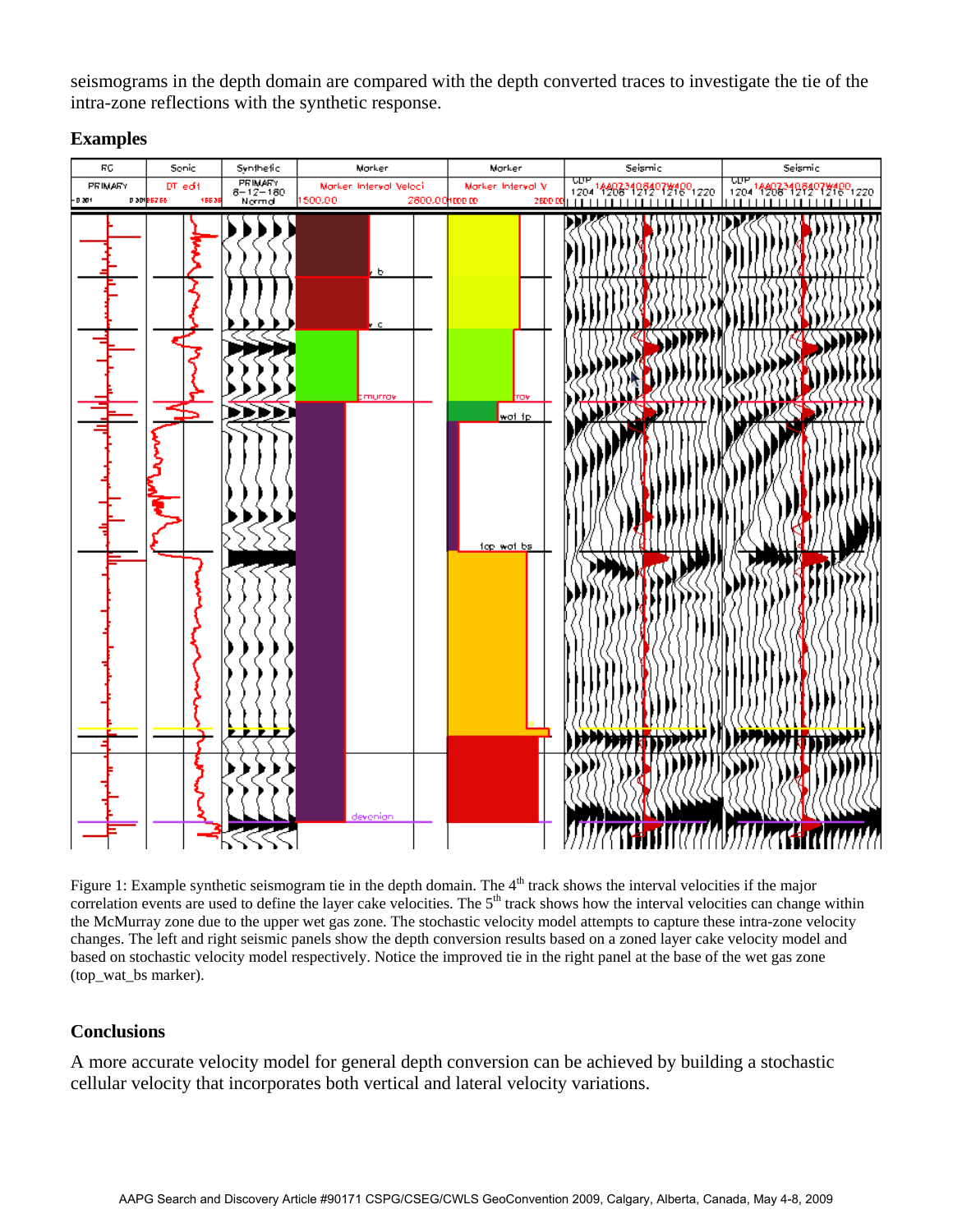seismograms in the depth domain are compared with the depth converted traces to investigate the tie of the intra-zone reflections with the synthetic response.

## Examples

RC
PRIMARY
Sonic
DT ed1
Synthetic
PRIMARY
8-12-180
Normal
Marker
Marker Interval Veloci
1500.00
2800.00
Marker
Marker Interval V
1000.00
2600.00
Seismic
CDP
1204 1206 1212 1216 1220
Seismic
CDP
1204 1206 1212 1216 1220
b
c
murray
wat tp
top wat bs
devonian

Figure 1: Example synthetic seismogram tie in the depth domain. The 4th track shows the interval velocities if the major correlation events are used to define the layer cake velocities. The 5th track shows how the interval velocities can change within the McMurray zone due to the upper wet gas zone. The stochastic velocity model attempts to capture these intra-zone velocity changes. The left and right seismic panels show the depth conversion results based on a zoned layer cake velocity model and based on stochastic velocity model respectively. Notice the improved tie in the right panel at the base of the wet gas zone (top_wat_bs marker).

## Conclusions

A more accurate velocity model for general depth conversion can be achieved by building a stochastic cellular velocity that incorporates both vertical and lateral velocity variations.